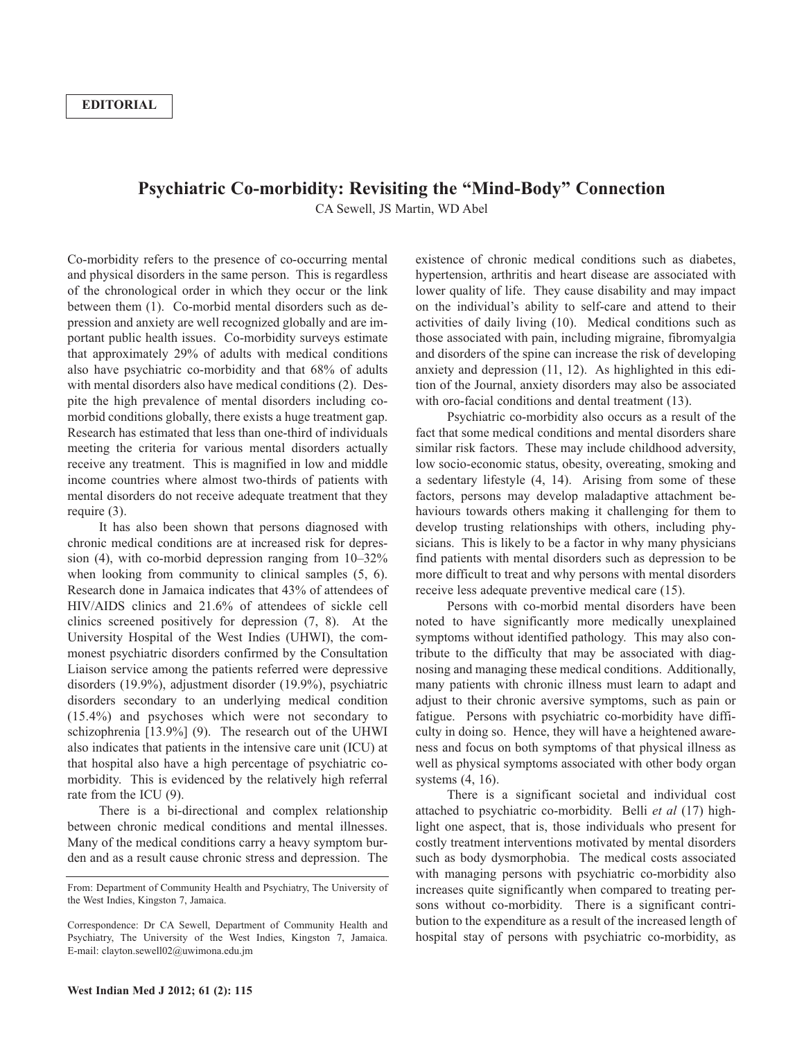EDITORIAL

# Psychiatric Co-morbidity: Revisiting the "Mind-Body" Connection

CA Sewell, JS Martin, WD Abel

Co-morbidity refers to the presence of co-occurring mental and physical disorders in the same person. This is regardless of the chronological order in which they occur or the link between them (1). Co-morbid mental disorders such as depression and anxiety are well recognized globally and are important public health issues. Co-morbidity surveys estimate that approximately 29% of adults with medical conditions also have psychiatric co-morbidity and that 68% of adults with mental disorders also have medical conditions (2). Despite the high prevalence of mental disorders including co-morbid conditions globally, there exists a huge treatment gap. Research has estimated that less than one-third of individuals meeting the criteria for various mental disorders actually receive any treatment. This is magnified in low and middle income countries where almost two-thirds of patients with mental disorders do not receive adequate treatment that they require (3).

It has also been shown that persons diagnosed with chronic medical conditions are at increased risk for depression (4), with co-morbid depression ranging from 10–32% when looking from community to clinical samples (5, 6). Research done in Jamaica indicates that 43% of attendees of HIV/AIDS clinics and 21.6% of attendees of sickle cell clinics screened positively for depression (7, 8). At the University Hospital of the West Indies (UHWI), the commonest psychiatric disorders confirmed by the Consultation Liaison service among the patients referred were depressive disorders (19.9%), adjustment disorder (19.9%), psychiatric disorders secondary to an underlying medical condition (15.4%) and psychoses which were not secondary to schizophrenia [13.9%] (9). The research out of the UHWI also indicates that patients in the intensive care unit (ICU) at that hospital also have a high percentage of psychiatric co-morbidity. This is evidenced by the relatively high referral rate from the ICU (9).

There is a bi-directional and complex relationship between chronic medical conditions and mental illnesses. Many of the medical conditions carry a heavy symptom burden and as a result cause chronic stress and depression. The existence of chronic medical conditions such as diabetes, hypertension, arthritis and heart disease are associated with lower quality of life. They cause disability and may impact on the individual's ability to self-care and attend to their activities of daily living (10). Medical conditions such as those associated with pain, including migraine, fibromyalgia and disorders of the spine can increase the risk of developing anxiety and depression (11, 12). As highlighted in this edition of the Journal, anxiety disorders may also be associated with oro-facial conditions and dental treatment (13).

Psychiatric co-morbidity also occurs as a result of the fact that some medical conditions and mental disorders share similar risk factors. These may include childhood adversity, low socio-economic status, obesity, overeating, smoking and a sedentary lifestyle (4, 14). Arising from some of these factors, persons may develop maladaptive attachment behaviours towards others making it challenging for them to develop trusting relationships with others, including physicians. This is likely to be a factor in why many physicians find patients with mental disorders such as depression to be more difficult to treat and why persons with mental disorders receive less adequate preventive medical care (15).

Persons with co-morbid mental disorders have been noted to have significantly more medically unexplained symptoms without identified pathology. This may also contribute to the difficulty that may be associated with diagnosing and managing these medical conditions. Additionally, many patients with chronic illness must learn to adapt and adjust to their chronic aversive symptoms, such as pain or fatigue. Persons with psychiatric co-morbidity have difficulty in doing so. Hence, they will have a heightened awareness and focus on both symptoms of that physical illness as well as physical symptoms associated with other body organ systems (4, 16).

There is a significant societal and individual cost attached to psychiatric co-morbidity. Belli *et al* (17) highlight one aspect, that is, those individuals who present for costly treatment interventions motivated by mental disorders such as body dysmorphobia. The medical costs associated with managing persons with psychiatric co-morbidity also increases quite significantly when compared to treating persons without co-morbidity. There is a significant contribution to the expenditure as a result of the increased length of hospital stay of persons with psychiatric co-morbidity, as

From: Department of Community Health and Psychiatry, The University of the West Indies, Kingston 7, Jamaica.

Correspondence: Dr CA Sewell, Department of Community Health and Psychiatry, The University of the West Indies, Kingston 7, Jamaica. E-mail: clayton.sewell02@uwimona.edu.jm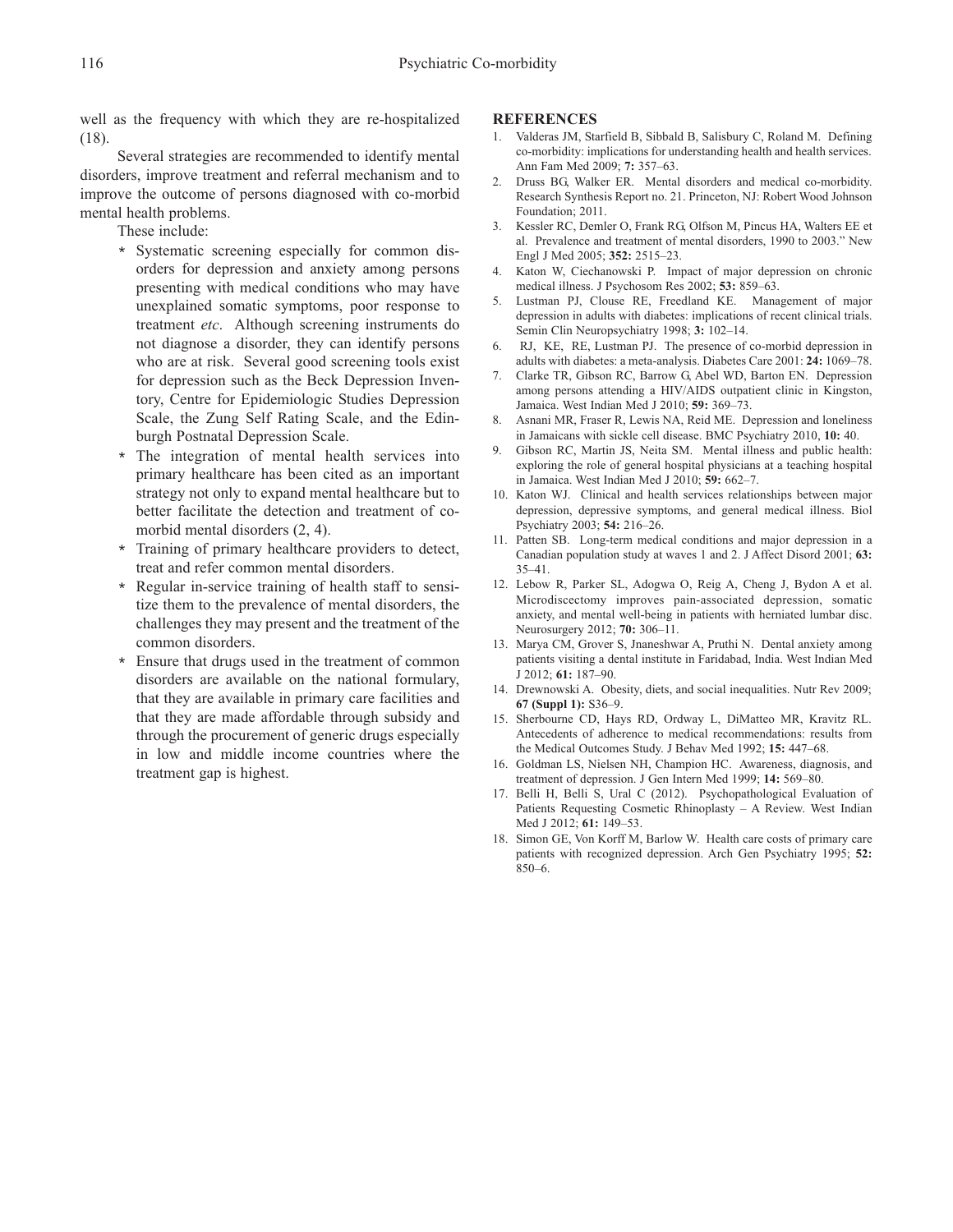well as the frequency with which they are re-hospitalized (18).

Several strategies are recommended to identify mental disorders, improve treatment and referral mechanism and to improve the outcome of persons diagnosed with co-morbid mental health problems.

These include:

* Systematic screening especially for common disorders for depression and anxiety among persons presenting with medical conditions who may have unexplained somatic symptoms, poor response to treatment *etc*. Although screening instruments do not diagnose a disorder, they can identify persons who are at risk. Several good screening tools exist for depression such as the Beck Depression Inventory, Centre for Epidemiologic Studies Depression Scale, the Zung Self Rating Scale, and the Edinburgh Postnatal Depression Scale.
* The integration of mental health services into primary healthcare has been cited as an important strategy not only to expand mental healthcare but to better facilitate the detection and treatment of co-morbid mental disorders (2, 4).
* Training of primary healthcare providers to detect, treat and refer common mental disorders.
* Regular in-service training of health staff to sensitize them to the prevalence of mental disorders, the challenges they may present and the treatment of the common disorders.
* Ensure that drugs used in the treatment of common disorders are available on the national formulary, that they are available in primary care facilities and that they are made affordable through subsidy and through the procurement of generic drugs especially in low and middle income countries where the treatment gap is highest.

## REFERENCES

1. Valderas JM, Starfield B, Sibbald B, Salisbury C, Roland M. Defining co-morbidity: implications for understanding health and health services. Ann Fam Med 2009; **7:** 357–63.
2. Druss BG, Walker ER. Mental disorders and medical co-morbidity. Research Synthesis Report no. 21. Princeton, NJ: Robert Wood Johnson Foundation; 2011.
3. Kessler RC, Demler O, Frank RG, Olfson M, Pincus HA, Walters EE et al. Prevalence and treatment of mental disorders, 1990 to 2003." New Engl J Med 2005; **352:** 2515–23.
4. Katon W, Ciechanowski P. Impact of major depression on chronic medical illness. J Psychosom Res 2002; **53:** 859–63.
5. Lustman PJ, Clouse RE, Freedland KE. Management of major depression in adults with diabetes: implications of recent clinical trials. Semin Clin Neuropsychiatry 1998; **3:** 102–14.
6. RJ, KE, RE, Lustman PJ. The presence of co-morbid depression in adults with diabetes: a meta-analysis. Diabetes Care 2001: **24:** 1069–78.
7. Clarke TR, Gibson RC, Barrow G, Abel WD, Barton EN. Depression among persons attending a HIV/AIDS outpatient clinic in Kingston, Jamaica. West Indian Med J 2010; **59:** 369–73.
8. Asnani MR, Fraser R, Lewis NA, Reid ME. Depression and loneliness in Jamaicans with sickle cell disease. BMC Psychiatry 2010, **10:** 40.
9. Gibson RC, Martin JS, Neita SM. Mental illness and public health: exploring the role of general hospital physicians at a teaching hospital in Jamaica. West Indian Med J 2010; **59:** 662–7.
10. Katon WJ. Clinical and health services relationships between major depression, depressive symptoms, and general medical illness. Biol Psychiatry 2003; **54:** 216–26.
11. Patten SB. Long-term medical conditions and major depression in a Canadian population study at waves 1 and 2. J Affect Disord 2001; **63:** 35–41.
12. Lebow R, Parker SL, Adogwa O, Reig A, Cheng J, Bydon A et al. Microdiscectomy improves pain-associated depression, somatic anxiety, and mental well-being in patients with herniated lumbar disc. Neurosurgery 2012; **70:** 306–11.
13. Marya CM, Grover S, Jnaneshwar A, Pruthi N. Dental anxiety among patients visiting a dental institute in Faridabad, India. West Indian Med J 2012; **61:** 187–90.
14. Drewnowski A. Obesity, diets, and social inequalities. Nutr Rev 2009; **67 (Suppl 1):** S36–9.
15. Sherbourne CD, Hays RD, Ordway L, DiMatteo MR, Kravitz RL. Antecedents of adherence to medical recommendations: results from the Medical Outcomes Study. J Behav Med 1992; **15:** 447–68.
16. Goldman LS, Nielsen NH, Champion HC. Awareness, diagnosis, and treatment of depression. J Gen Intern Med 1999; **14:** 569–80.
17. Belli H, Belli S, Ural C (2012). Psychopathological Evaluation of Patients Requesting Cosmetic Rhinoplasty – A Review. West Indian Med J 2012; **61:** 149–53.
18. Simon GE, Von Korff M, Barlow W. Health care costs of primary care patients with recognized depression. Arch Gen Psychiatry 1995; **52:** 850–6.